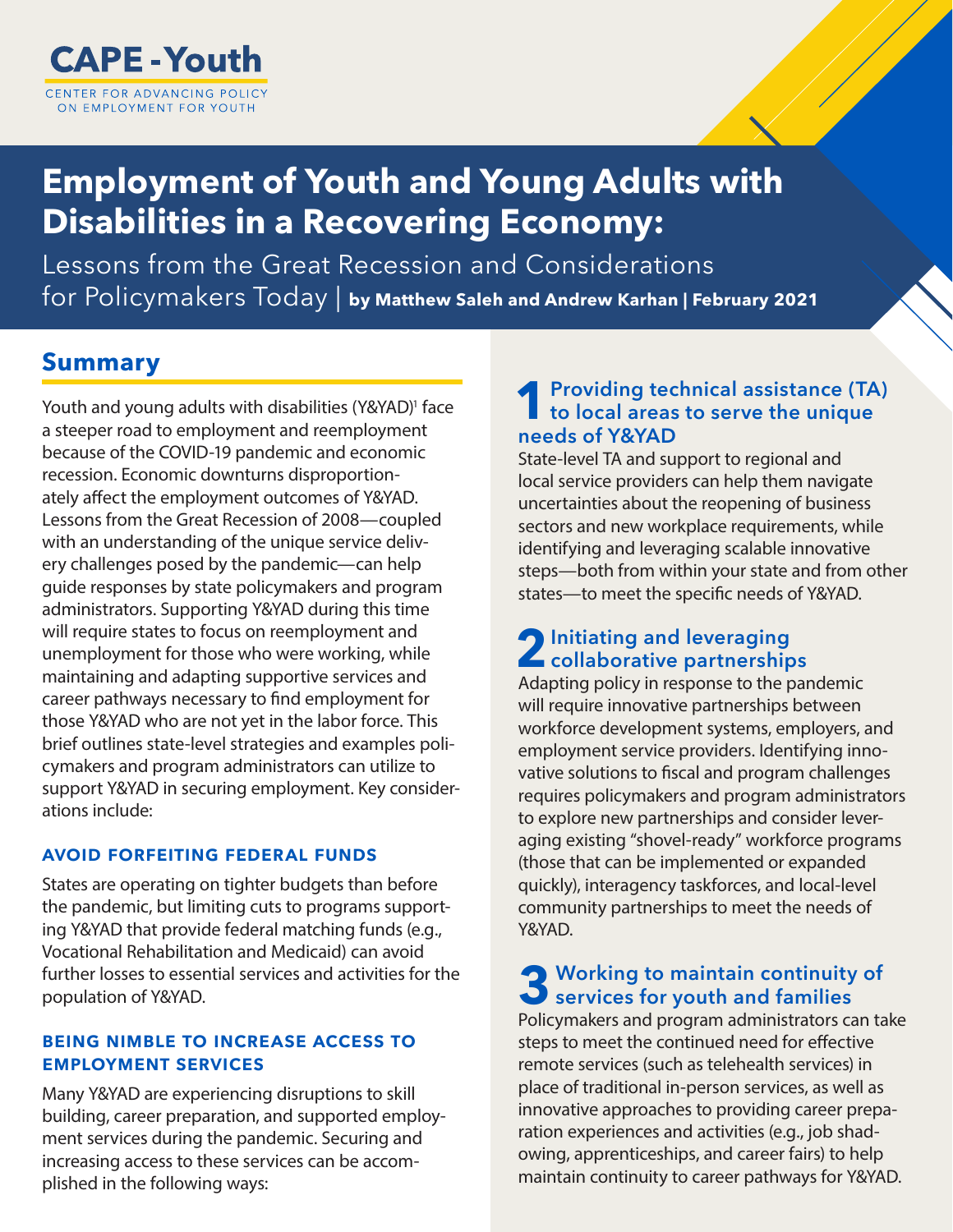**CAPE - Youth**

CENTER FOR ADVANCING POLICY ON EMPLOYMENT FOR YOUTH

# Employment of Youth and Young Adults with Disabilities in a Recovering Economy:

Lessons from the Great Recession and Considerations for Policymakers Today | **by Matthew Saleh and Andrew Karhan | February 2021**

## Summary

Youth and young adults with disabilities (Y&YAD)[1] face a steeper road to employment and reemployment because of the COVID-19 pandemic and economic recession. Economic downturns disproportionately affect the employment outcomes of Y&YAD. Lessons from the Great Recession of 2008—coupled with an understanding of the unique service delivery challenges posed by the pandemic—can help guide responses by state policymakers and program administrators. Supporting Y&YAD during this time will require states to focus on reemployment and unemployment for those who were working, while maintaining and adapting supportive services and career pathways necessary to find employment for those Y&YAD who are not yet in the labor force. This brief outlines state-level strategies and examples policymakers and program administrators can utilize to support Y&YAD in securing employment. Key considerations include:

### AVOID FORFEITING FEDERAL FUNDS

States are operating on tighter budgets than before the pandemic, but limiting cuts to programs supporting Y&YAD that provide federal matching funds (e.g., Vocational Rehabilitation and Medicaid) can avoid further losses to essential services and activities for the population of Y&YAD.

### BEING NIMBLE TO INCREASE ACCESS TO EMPLOYMENT SERVICES

Many Y&YAD are experiencing disruptions to skill building, career preparation, and supported employment services during the pandemic. Securing and increasing access to these services can be accomplished in the following ways:

### 1 Providing technical assistance (TA) to local areas to serve the unique needs of Y&YAD

State-level TA and support to regional and local service providers can help them navigate uncertainties about the reopening of business sectors and new workplace requirements, while identifying and leveraging scalable innovative steps—both from within your state and from other states—to meet the specific needs of Y&YAD.

### 2 Initiating and leveraging collaborative partnerships

Adapting policy in response to the pandemic will require innovative partnerships between workforce development systems, employers, and employment service providers. Identifying innovative solutions to fiscal and program challenges requires policymakers and program administrators to explore new partnerships and consider leveraging existing "shovel-ready" workforce programs (those that can be implemented or expanded quickly), interagency taskforces, and local-level community partnerships to meet the needs of Y&YAD.

### 3 Working to maintain continuity of services for youth and families

Policymakers and program administrators can take steps to meet the continued need for effective remote services (such as telehealth services) in place of traditional in-person services, as well as innovative approaches to providing career preparation experiences and activities (e.g., job shadowing, apprenticeships, and career fairs) to help maintain continuity to career pathways for Y&YAD.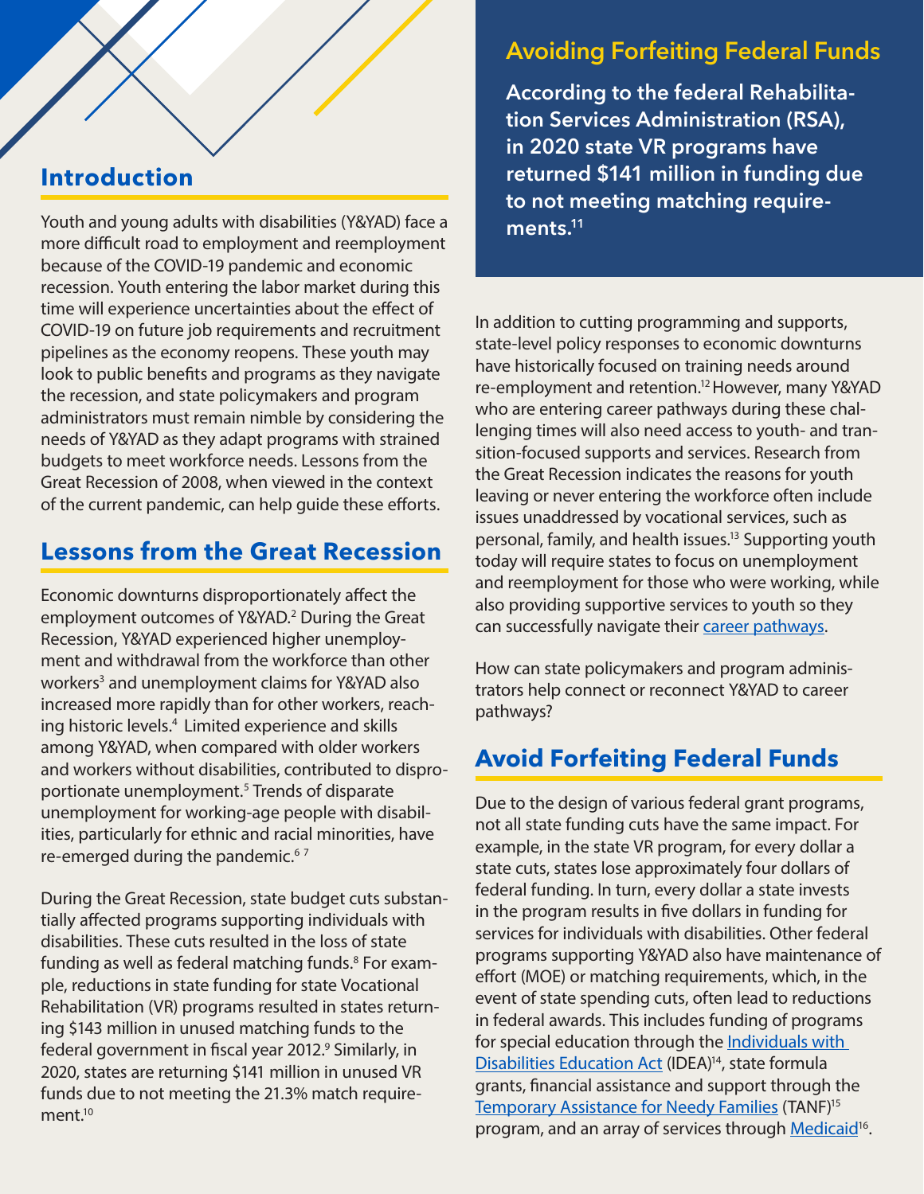## Introduction

Youth and young adults with disabilities (Y&YAD) face a more difficult road to employment and reemployment because of the COVID-19 pandemic and economic recession. Youth entering the labor market during this time will experience uncertainties about the effect of COVID-19 on future job requirements and recruitment pipelines as the economy reopens. These youth may look to public benefits and programs as they navigate the recession, and state policymakers and program administrators must remain nimble by considering the needs of Y&YAD as they adapt programs with strained budgets to meet workforce needs. Lessons from the Great Recession of 2008, when viewed in the context of the current pandemic, can help guide these efforts.

## Lessons from the Great Recession

Economic downturns disproportionately affect the employment outcomes of Y&YAD.[2] During the Great Recession, Y&YAD experienced higher unemployment and withdrawal from the workforce than other workers[3] and unemployment claims for Y&YAD also increased more rapidly than for other workers, reaching historic levels.[4] Limited experience and skills among Y&YAD, when compared with older workers and workers without disabilities, contributed to disproportionate unemployment.[5] Trends of disparate unemployment for working-age people with disabilities, particularly for ethnic and racial minorities, have re-emerged during the pandemic.[6 7]

During the Great Recession, state budget cuts substantially affected programs supporting individuals with disabilities. These cuts resulted in the loss of state funding as well as federal matching funds.[8] For example, reductions in state funding for state Vocational Rehabilitation (VR) programs resulted in states returning $143 million in unused matching funds to the federal government in fiscal year 2012.[9] Similarly, in 2020, states are returning $141 million in unused VR funds due to not meeting the 21.3% match requirement.[10]

### Avoiding Forfeiting Federal Funds

**According to the federal Rehabilitation Services Administration (RSA), in 2020 state VR programs have returned $141 million in funding due to not meeting matching requirements.[11]**

In addition to cutting programming and supports, state-level policy responses to economic downturns have historically focused on training needs around re-employment and retention.[12] However, many Y&YAD who are entering career pathways during these challenging times will also need access to youth- and transition-focused supports and services. Research from the Great Recession indicates the reasons for youth leaving or never entering the workforce often include issues unaddressed by vocational services, such as personal, family, and health issues.[13] Supporting youth today will require states to focus on unemployment and reemployment for those who were working, while also providing supportive services to youth so they can successfully navigate their career pathways.

How can state policymakers and program administrators help connect or reconnect Y&YAD to career pathways?

## Avoid Forfeiting Federal Funds

Due to the design of various federal grant programs, not all state funding cuts have the same impact. For example, in the state VR program, for every dollar a state cuts, states lose approximately four dollars of federal funding. In turn, every dollar a state invests in the program results in five dollars in funding for services for individuals with disabilities. Other federal programs supporting Y&YAD also have maintenance of effort (MOE) or matching requirements, which, in the event of state spending cuts, often lead to reductions in federal awards. This includes funding of programs for special education through the Individuals with Disabilities Education Act (IDEA)[14], state formula grants, financial assistance and support through the Temporary Assistance for Needy Families (TANF)[15] program, and an array of services through Medicaid[16].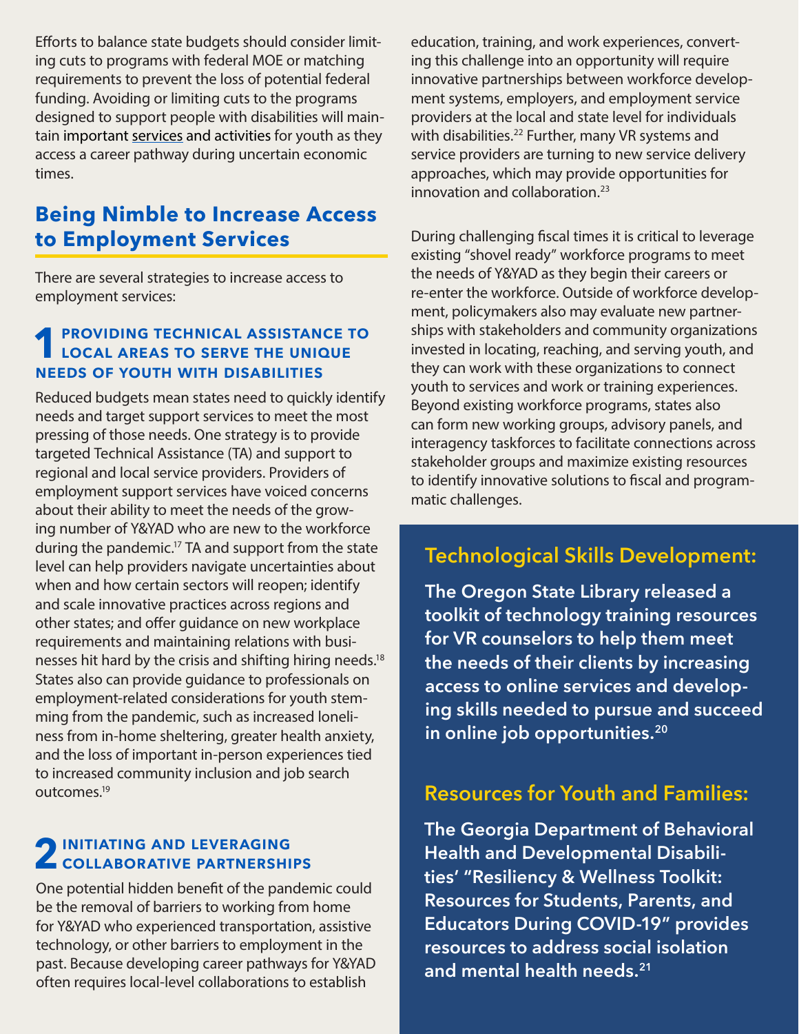Efforts to balance state budgets should consider limiting cuts to programs with federal MOE or matching requirements to prevent the loss of potential federal funding. Avoiding or limiting cuts to the programs designed to support people with disabilities will maintain important services and activities for youth as they access a career pathway during uncertain economic times.

## Being Nimble to Increase Access to Employment Services

There are several strategies to increase access to employment services:

### 1 PROVIDING TECHNICAL ASSISTANCE TO LOCAL AREAS TO SERVE THE UNIQUE NEEDS OF YOUTH WITH DISABILITIES

Reduced budgets mean states need to quickly identify needs and target support services to meet the most pressing of those needs. One strategy is to provide targeted Technical Assistance (TA) and support to regional and local service providers. Providers of employment support services have voiced concerns about their ability to meet the needs of the growing number of Y&YAD who are new to the workforce during the pandemic.[17] TA and support from the state level can help providers navigate uncertainties about when and how certain sectors will reopen; identify and scale innovative practices across regions and other states; and offer guidance on new workplace requirements and maintaining relations with businesses hit hard by the crisis and shifting hiring needs.[18] States also can provide guidance to professionals on employment-related considerations for youth stemming from the pandemic, such as increased loneliness from in-home sheltering, greater health anxiety, and the loss of important in-person experiences tied to increased community inclusion and job search outcomes.[19]

### 2 INITIATING AND LEVERAGING COLLABORATIVE PARTNERSHIPS

One potential hidden benefit of the pandemic could be the removal of barriers to working from home for Y&YAD who experienced transportation, assistive technology, or other barriers to employment in the past. Because developing career pathways for Y&YAD often requires local-level collaborations to establish education, training, and work experiences, converting this challenge into an opportunity will require innovative partnerships between workforce development systems, employers, and employment service providers at the local and state level for individuals with disabilities.[22] Further, many VR systems and service providers are turning to new service delivery approaches, which may provide opportunities for innovation and collaboration.[23]

During challenging fiscal times it is critical to leverage existing "shovel ready" workforce programs to meet the needs of Y&YAD as they begin their careers or re-enter the workforce. Outside of workforce development, policymakers also may evaluate new partnerships with stakeholders and community organizations invested in locating, reaching, and serving youth, and they can work with these organizations to connect youth to services and work or training experiences. Beyond existing workforce programs, states also can form new working groups, advisory panels, and interagency taskforces to facilitate connections across stakeholder groups and maximize existing resources to identify innovative solutions to fiscal and programmatic challenges.

### Technological Skills Development:

**The Oregon State Library released a toolkit of technology training resources for VR counselors to help them meet the needs of their clients by increasing access to online services and developing skills needed to pursue and succeed in online job opportunities.[20]**

### Resources for Youth and Families:

**The Georgia Department of Behavioral Health and Developmental Disabilities' "Resiliency & Wellness Toolkit: Resources for Students, Parents, and Educators During COVID-19" provides resources to address social isolation and mental health needs.[21]**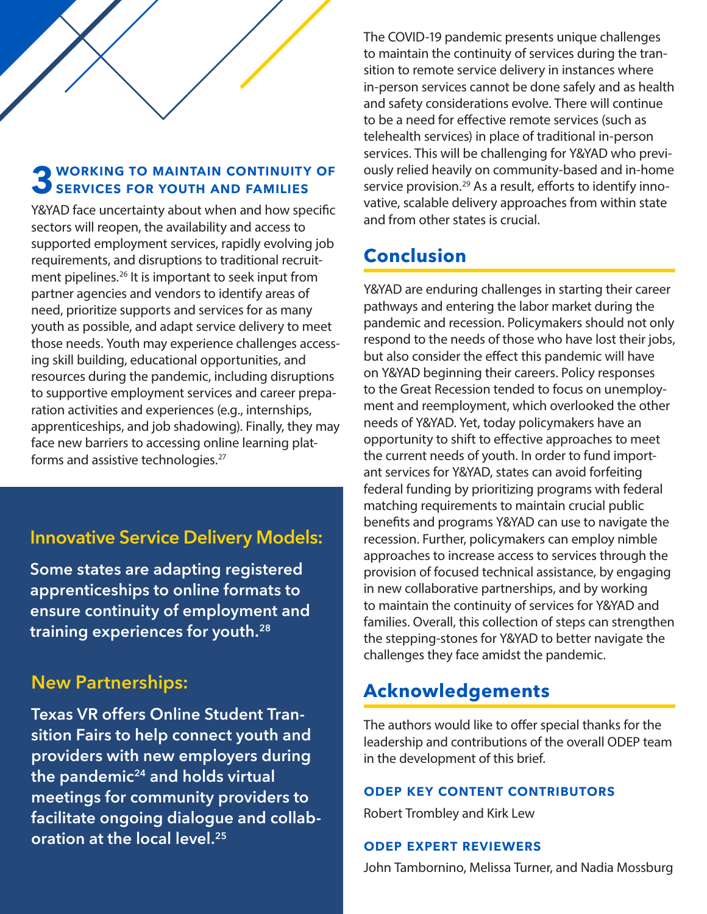## 3 WORKING TO MAINTAIN CONTINUITY OF SERVICES FOR YOUTH AND FAMILIES

Y&YAD face uncertainty about when and how specific sectors will reopen, the availability and access to supported employment services, rapidly evolving job requirements, and disruptions to traditional recruitment pipelines.[26] It is important to seek input from partner agencies and vendors to identify areas of need, prioritize supports and services for as many youth as possible, and adapt service delivery to meet those needs. Youth may experience challenges accessing skill building, educational opportunities, and resources during the pandemic, including disruptions to supportive employment services and career preparation activities and experiences (e.g., internships, apprenticeships, and job shadowing). Finally, they may face new barriers to accessing online learning platforms and assistive technologies.[27]

### Innovative Service Delivery Models:

**Some states are adapting registered apprenticeships to online formats to ensure continuity of employment and training experiences for youth.[28]**

### New Partnerships:

**Texas VR offers Online Student Transition Fairs to help connect youth and providers with new employers during the pandemic[24] and holds virtual meetings for community providers to facilitate ongoing dialogue and collaboration at the local level.[25]**

The COVID-19 pandemic presents unique challenges to maintain the continuity of services during the transition to remote service delivery in instances where in-person services cannot be done safely and as health and safety considerations evolve. There will continue to be a need for effective remote services (such as telehealth services) in place of traditional in-person services. This will be challenging for Y&YAD who previously relied heavily on community-based and in-home service provision.[29] As a result, efforts to identify innovative, scalable delivery approaches from within state and from other states is crucial.

## Conclusion

Y&YAD are enduring challenges in starting their career pathways and entering the labor market during the pandemic and recession. Policymakers should not only respond to the needs of those who have lost their jobs, but also consider the effect this pandemic will have on Y&YAD beginning their careers. Policy responses to the Great Recession tended to focus on unemployment and reemployment, which overlooked the other needs of Y&YAD. Yet, today policymakers have an opportunity to shift to effective approaches to meet the current needs of youth. In order to fund important services for Y&YAD, states can avoid forfeiting federal funding by prioritizing programs with federal matching requirements to maintain crucial public benefits and programs Y&YAD can use to navigate the recession. Further, policymakers can employ nimble approaches to increase access to services through the provision of focused technical assistance, by engaging in new collaborative partnerships, and by working to maintain the continuity of services for Y&YAD and families. Overall, this collection of steps can strengthen the stepping-stones for Y&YAD to better navigate the challenges they face amidst the pandemic.

## Acknowledgements

The authors would like to offer special thanks for the leadership and contributions of the overall ODEP team in the development of this brief.

#### ODEP KEY CONTENT CONTRIBUTORS

Robert Trombley and Kirk Lew

#### ODEP EXPERT REVIEWERS

John Tambornino, Melissa Turner, and Nadia Mossburg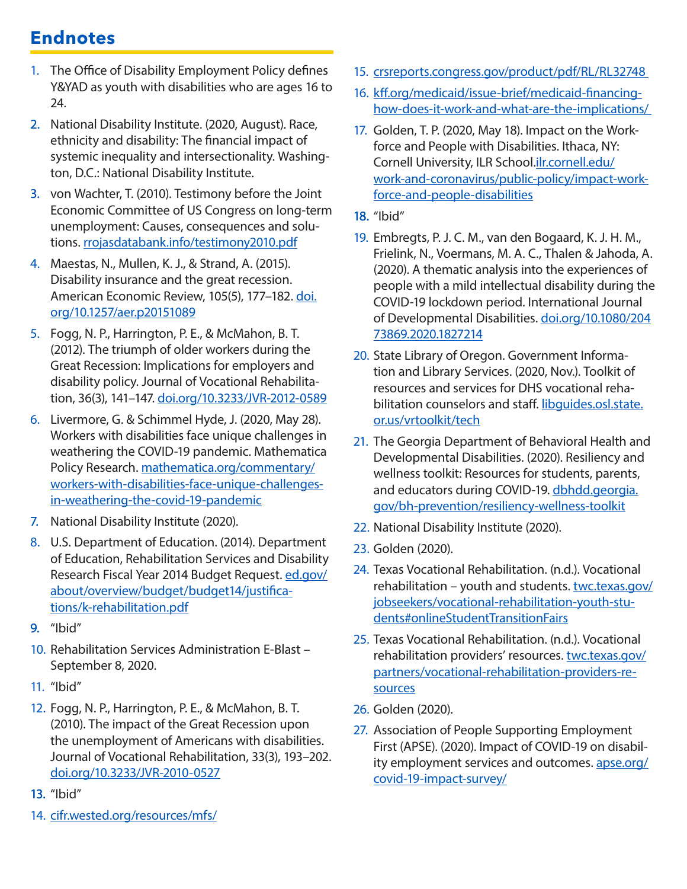## Endnotes

1. The Office of Disability Employment Policy defines Y&YAD as youth with disabilities who are ages 16 to 24.
2. National Disability Institute. (2020, August). Race, ethnicity and disability: The financial impact of systemic inequality and intersectionality. Washington, D.C.: National Disability Institute.
3. von Wachter, T. (2010). Testimony before the Joint Economic Committee of US Congress on long-term unemployment: Causes, consequences and solutions. rrojasdatabank.info/testimony2010.pdf
4. Maestas, N., Mullen, K. J., & Strand, A. (2015). Disability insurance and the great recession. American Economic Review, 105(5), 177–182. doi.org/10.1257/aer.p20151089
5. Fogg, N. P., Harrington, P. E., & McMahon, B. T. (2012). The triumph of older workers during the Great Recession: Implications for employers and disability policy. Journal of Vocational Rehabilitation, 36(3), 141–147. doi.org/10.3233/JVR-2012-0589
6. Livermore, G. & Schimmel Hyde, J. (2020, May 28). Workers with disabilities face unique challenges in weathering the COVID-19 pandemic. Mathematica Policy Research. mathematica.org/commentary/workers-with-disabilities-face-unique-challenges-in-weathering-the-covid-19-pandemic
7. National Disability Institute (2020).
8. U.S. Department of Education. (2014). Department of Education, Rehabilitation Services and Disability Research Fiscal Year 2014 Budget Request. ed.gov/about/overview/budget/budget14/justifications/k-rehabilitation.pdf
9. "Ibid"
10. Rehabilitation Services Administration E-Blast – September 8, 2020.
11. "Ibid"
12. Fogg, N. P., Harrington, P. E., & McMahon, B. T. (2010). The impact of the Great Recession upon the unemployment of Americans with disabilities. Journal of Vocational Rehabilitation, 33(3), 193–202. doi.org/10.3233/JVR-2010-0527
13. "Ibid"
14. cifr.wested.org/resources/mfs/
15. crsreports.congress.gov/product/pdf/RL/RL32748
16. kff.org/medicaid/issue-brief/medicaid-financing-how-does-it-work-and-what-are-the-implications/
17. Golden, T. P. (2020, May 18). Impact on the Workforce and People with Disabilities. Ithaca, NY: Cornell University, ILR School.ilr.cornell.edu/work-and-coronavirus/public-policy/impact-workforce-and-people-disabilities
18. "Ibid"
19. Embregts, P. J. C. M., van den Bogaard, K. J. H. M., Frielink, N., Voermans, M. A. C., Thalen & Jahoda, A. (2020). A thematic analysis into the experiences of people with a mild intellectual disability during the COVID-19 lockdown period. International Journal of Developmental Disabilities. doi.org/10.1080/20473869.2020.1827214
20. State Library of Oregon. Government Information and Library Services. (2020, Nov.). Toolkit of resources and services for DHS vocational rehabilitation counselors and staff. libguides.osl.state.or.us/vrtoolkit/tech
21. The Georgia Department of Behavioral Health and Developmental Disabilities. (2020). Resiliency and wellness toolkit: Resources for students, parents, and educators during COVID-19. dbhdd.georgia.gov/bh-prevention/resiliency-wellness-toolkit
22. National Disability Institute (2020).
23. Golden (2020).
24. Texas Vocational Rehabilitation. (n.d.). Vocational rehabilitation – youth and students. twc.texas.gov/jobseekers/vocational-rehabilitation-youth-students#onlineStudentTransitionFairs
25. Texas Vocational Rehabilitation. (n.d.). Vocational rehabilitation providers' resources. twc.texas.gov/partners/vocational-rehabilitation-providers-resources
26. Golden (2020).
27. Association of People Supporting Employment First (APSE). (2020). Impact of COVID-19 on disability employment services and outcomes. apse.org/covid-19-impact-survey/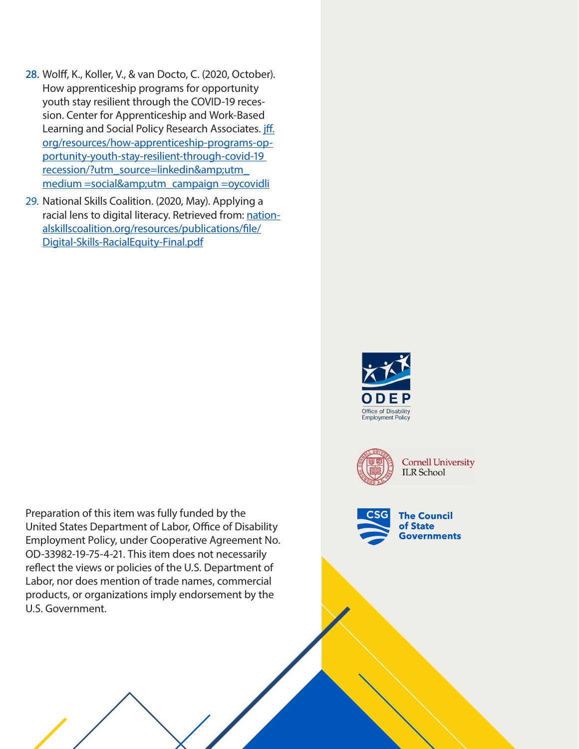28. Wolff, K., Koller, V., & van Docto, C. (2020, October). How apprenticeship programs for opportunity youth stay resilient through the COVID-19 recession. Center for Apprenticeship and Work-Based Learning and Social Policy Research Associates. [jff.org/resources/how-apprenticeship-programs-opportunity-youth-stay-resilient-through-covid-19 recession/?utm_source=linkedin&amp;utm_medium =social&amp;utm_campaign =oycovidli](jff.org/resources/how-apprenticeship-programs-opportunity-youth-stay-resilient-through-covid-19 recession/?utm_source=linkedin&amp;utm_medium =social&amp;utm_campaign =oycovidli)
29. National Skills Coalition. (2020, May). Applying a racial lens to digital literacy. Retrieved from: [nationalskillscoalition.org/resources/publications/file/Digital-Skills-RacialEquity-Final.pdf](nationalskillscoalition.org/resources/publications/file/Digital-Skills-RacialEquity-Final.pdf)

ODEP
Office of Disability Employment Policy

Cornell University
ILR School

CSG
The Council of State Governments

Preparation of this item was fully funded by the United States Department of Labor, Office of Disability Employment Policy, under Cooperative Agreement No. OD-33982-19-75-4-21. This item does not necessarily reflect the views or policies of the U.S. Department of Labor, nor does mention of trade names, commercial products, or organizations imply endorsement by the U.S. Government.